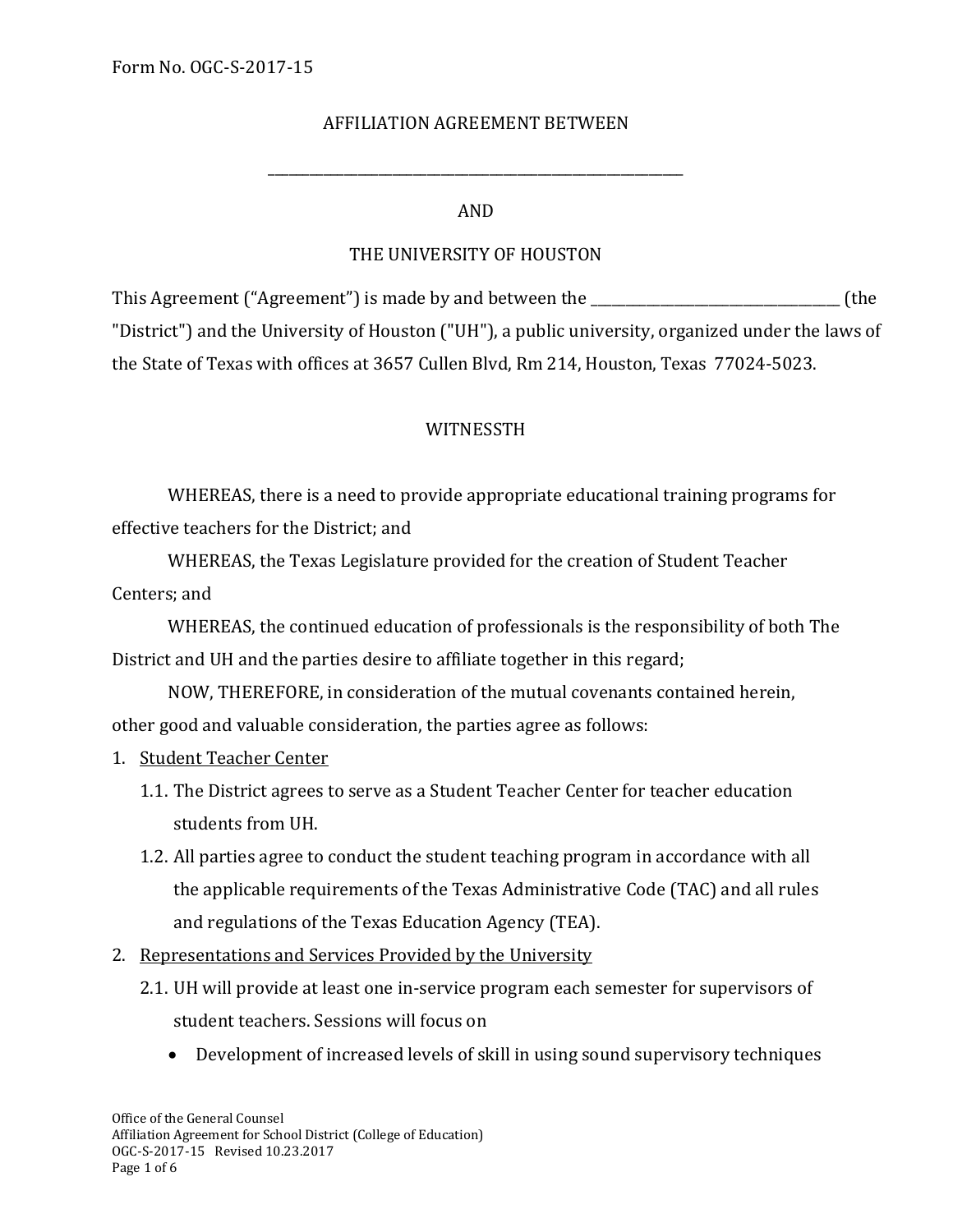Form No. OGC-S-2017-15

# AFFILIATION AGREEMENT BETWEEN

\_\_\_\_\_\_\_\_\_\_\_\_\_\_\_\_\_\_\_\_\_\_\_\_\_\_\_\_\_\_\_\_\_\_\_\_\_\_\_\_\_\_\_\_\_\_\_\_\_\_\_\_\_\_\_\_\_\_\_\_\_\_\_\_

AND

THE UNIVERSITY OF HOUSTON

This Agreement ("Agreement") is made by and between the \_\_\_\_\_\_\_\_\_\_\_\_\_\_\_\_\_\_\_\_\_\_\_\_\_\_\_\_\_\_\_\_\_\_\_\_\_\_\_\_ (the "District") and the University of Houston ("UH"), a public university, organized under the laws of the State of Texas with offices at 3657 Cullen Blvd, Rm 214, Houston, Texas 77024-5023.

WITNESSTH

WHEREAS, there is a need to provide appropriate educational training programs for effective teachers for the District; and

WHEREAS, the Texas Legislature provided for the creation of Student Teacher Centers; and

WHEREAS, the continued education of professionals is the responsibility of both The District and UH and the parties desire to affiliate together in this regard;

NOW, THEREFORE, in consideration of the mutual covenants contained herein, other good and valuable consideration, the parties agree as follows:

1. <u>Student Teacher Center</u>
   - 1.1. The District agrees to serve as a Student Teacher Center for teacher education students from UH.
   - 1.2. All parties agree to conduct the student teaching program in accordance with all the applicable requirements of the Texas Administrative Code (TAC) and all rules and regulations of the Texas Education Agency (TEA).
2. <u>Representations and Services Provided by the University</u>
   - 2.1. UH will provide at least one in-service program each semester for supervisors of student teachers. Sessions will focus on
     - Development of increased levels of skill in using sound supervisory techniques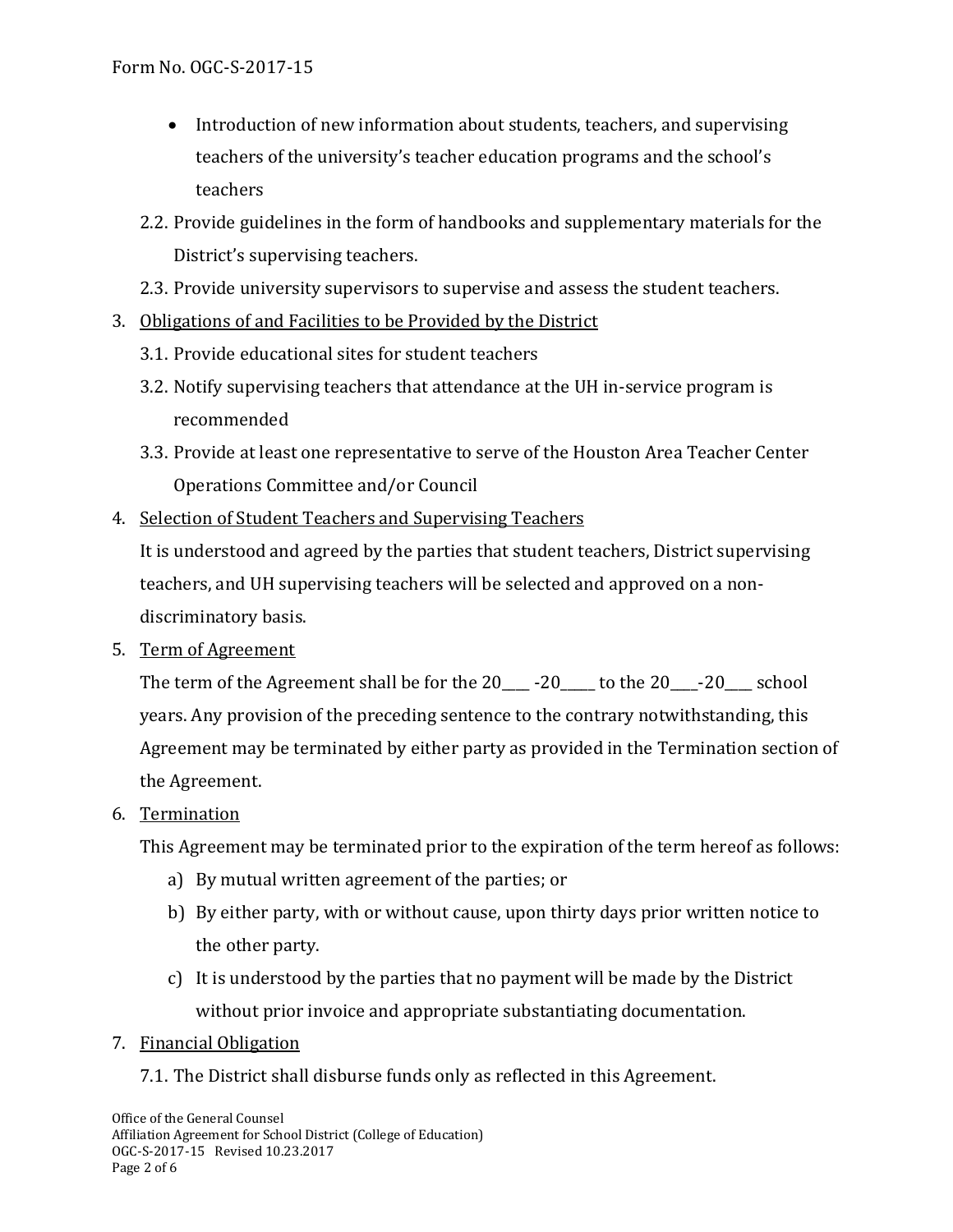- Introduction of new information about students, teachers, and supervising teachers of the university's teacher education programs and the school's teachers

2.2. Provide guidelines in the form of handbooks and supplementary materials for the District's supervising teachers.

2.3. Provide university supervisors to supervise and assess the student teachers.

3. <u>Obligations of and Facilities to be Provided by the District</u>

   3.1. Provide educational sites for student teachers

   3.2. Notify supervising teachers that attendance at the UH in-service program is recommended

   3.3. Provide at least one representative to serve of the Houston Area Teacher Center Operations Committee and/or Council

4. <u>Selection of Student Teachers and Supervising Teachers</u>

   It is understood and agreed by the parties that student teachers, District supervising teachers, and UH supervising teachers will be selected and approved on a non-discriminatory basis.

5. <u>Term of Agreement</u>

   The term of the Agreement shall be for the 20___ -20_____ to the 20____-20___ school years. Any provision of the preceding sentence to the contrary notwithstanding, this Agreement may be terminated by either party as provided in the Termination section of the Agreement.

6. <u>Termination</u>

   This Agreement may be terminated prior to the expiration of the term hereof as follows:

   a) By mutual written agreement of the parties; or
   b) By either party, with or without cause, upon thirty days prior written notice to the other party.
   c) It is understood by the parties that no payment will be made by the District without prior invoice and appropriate substantiating documentation.

7. <u>Financial Obligation</u>

   7.1. The District shall disburse funds only as reflected in this Agreement.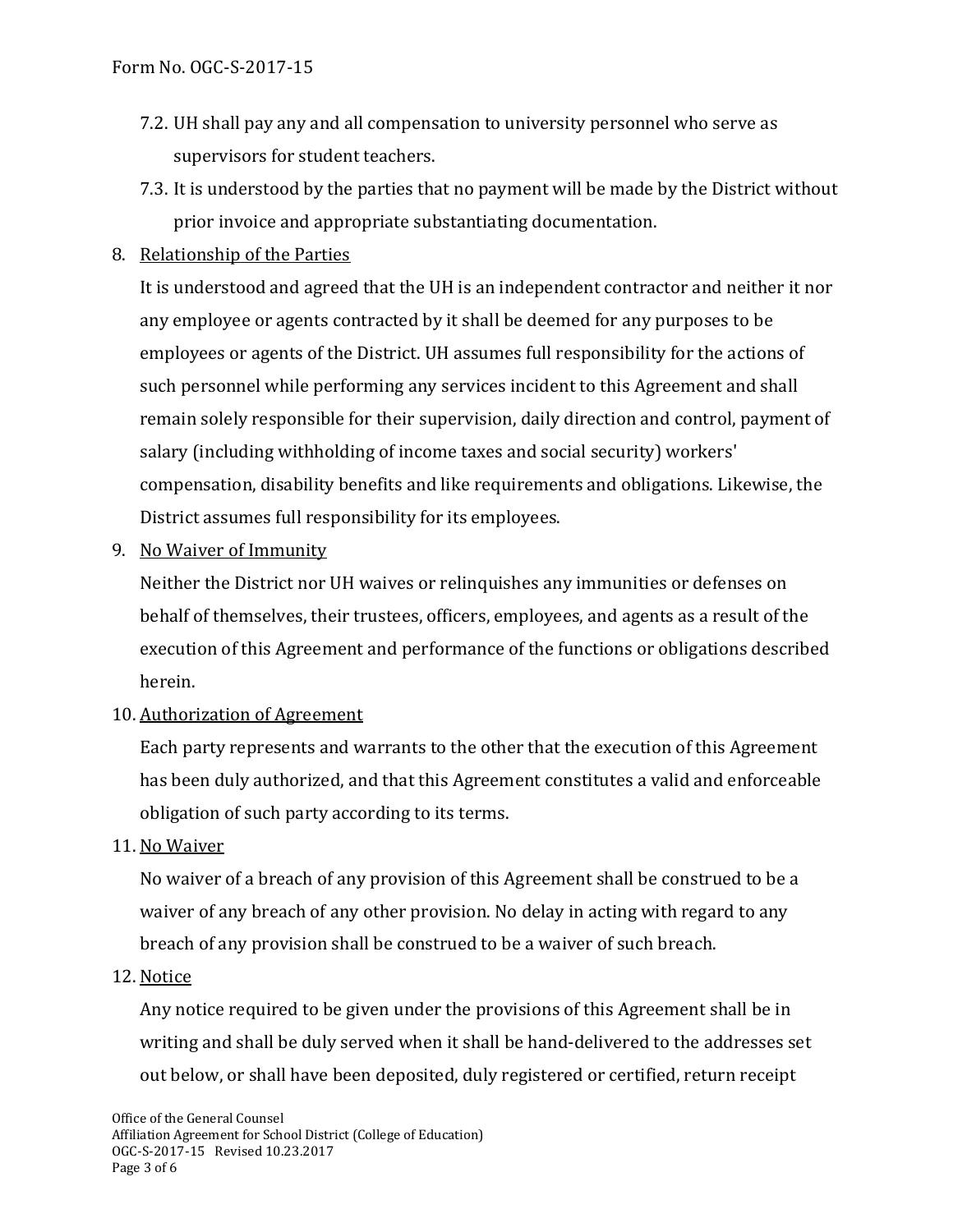7.2. UH shall pay any and all compensation to university personnel who serve as supervisors for student teachers.

7.3. It is understood by the parties that no payment will be made by the District without prior invoice and appropriate substantiating documentation.

8. <u>Relationship of the Parties</u>

   It is understood and agreed that the UH is an independent contractor and neither it nor any employee or agents contracted by it shall be deemed for any purposes to be employees or agents of the District. UH assumes full responsibility for the actions of such personnel while performing any services incident to this Agreement and shall remain solely responsible for their supervision, daily direction and control, payment of salary (including withholding of income taxes and social security) workers' compensation, disability benefits and like requirements and obligations. Likewise, the District assumes full responsibility for its employees.

9. <u>No Waiver of Immunity</u>

   Neither the District nor UH waives or relinquishes any immunities or defenses on behalf of themselves, their trustees, officers, employees, and agents as a result of the execution of this Agreement and performance of the functions or obligations described herein.

10. <u>Authorization of Agreement</u>

    Each party represents and warrants to the other that the execution of this Agreement has been duly authorized, and that this Agreement constitutes a valid and enforceable obligation of such party according to its terms.

11. <u>No Waiver</u>

    No waiver of a breach of any provision of this Agreement shall be construed to be a waiver of any breach of any other provision. No delay in acting with regard to any breach of any provision shall be construed to be a waiver of such breach.

12. <u>Notice</u>

    Any notice required to be given under the provisions of this Agreement shall be in writing and shall be duly served when it shall be hand-delivered to the addresses set out below, or shall have been deposited, duly registered or certified, return receipt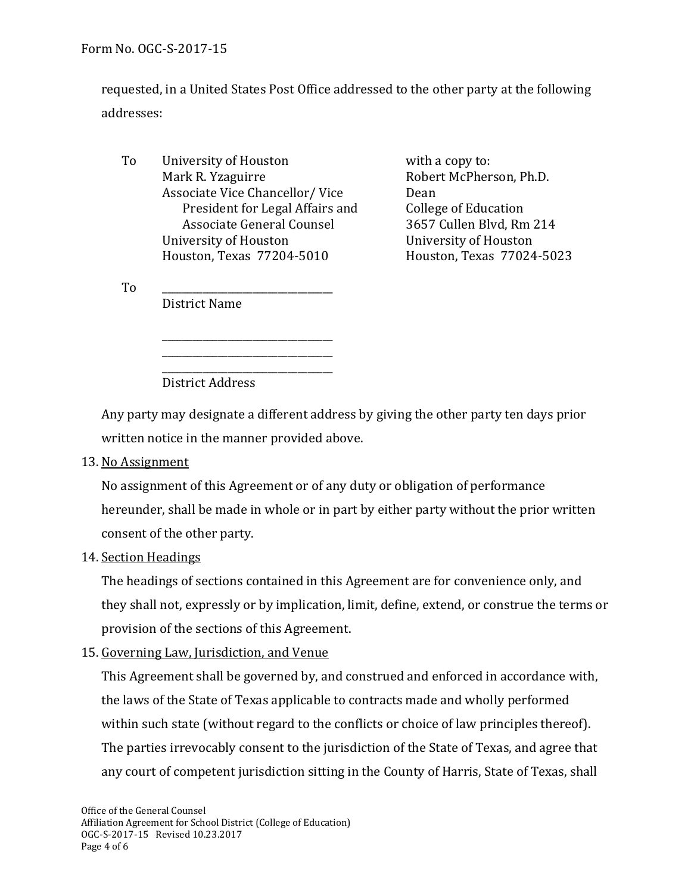requested, in a United States Post Office addressed to the other party at the following addresses:

To University of Houston
Mark R. Yzaguirre
Associate Vice Chancellor/ Vice President for Legal Affairs and Associate General Counsel
University of Houston
Houston, Texas 77204-5010

with a copy to:
Robert McPherson, Ph.D.
Dean
College of Education
3657 Cullen Blvd, Rm 214
University of Houston
Houston, Texas 77024-5023

To \_\_\_\_\_\_\_\_\_\_\_\_\_\_\_\_\_\_\_\_\_\_\_\_\_\_\_\_\_\_\_\_
District Name

\_\_\_\_\_\_\_\_\_\_\_\_\_\_\_\_\_\_\_\_\_\_\_\_\_\_\_\_\_\_\_\_
\_\_\_\_\_\_\_\_\_\_\_\_\_\_\_\_\_\_\_\_\_\_\_\_\_\_\_\_\_\_\_\_
\_\_\_\_\_\_\_\_\_\_\_\_\_\_\_\_\_\_\_\_\_\_\_\_\_\_\_\_\_\_\_\_
District Address

Any party may designate a different address by giving the other party ten days prior written notice in the manner provided above.

13. <u>No Assignment</u>

No assignment of this Agreement or of any duty or obligation of performance hereunder, shall be made in whole or in part by either party without the prior written consent of the other party.

14. <u>Section Headings</u>

The headings of sections contained in this Agreement are for convenience only, and they shall not, expressly or by implication, limit, define, extend, or construe the terms or provision of the sections of this Agreement.

15. <u>Governing Law, Jurisdiction, and Venue</u>

This Agreement shall be governed by, and construed and enforced in accordance with, the laws of the State of Texas applicable to contracts made and wholly performed within such state (without regard to the conflicts or choice of law principles thereof). The parties irrevocably consent to the jurisdiction of the State of Texas, and agree that any court of competent jurisdiction sitting in the County of Harris, State of Texas, shall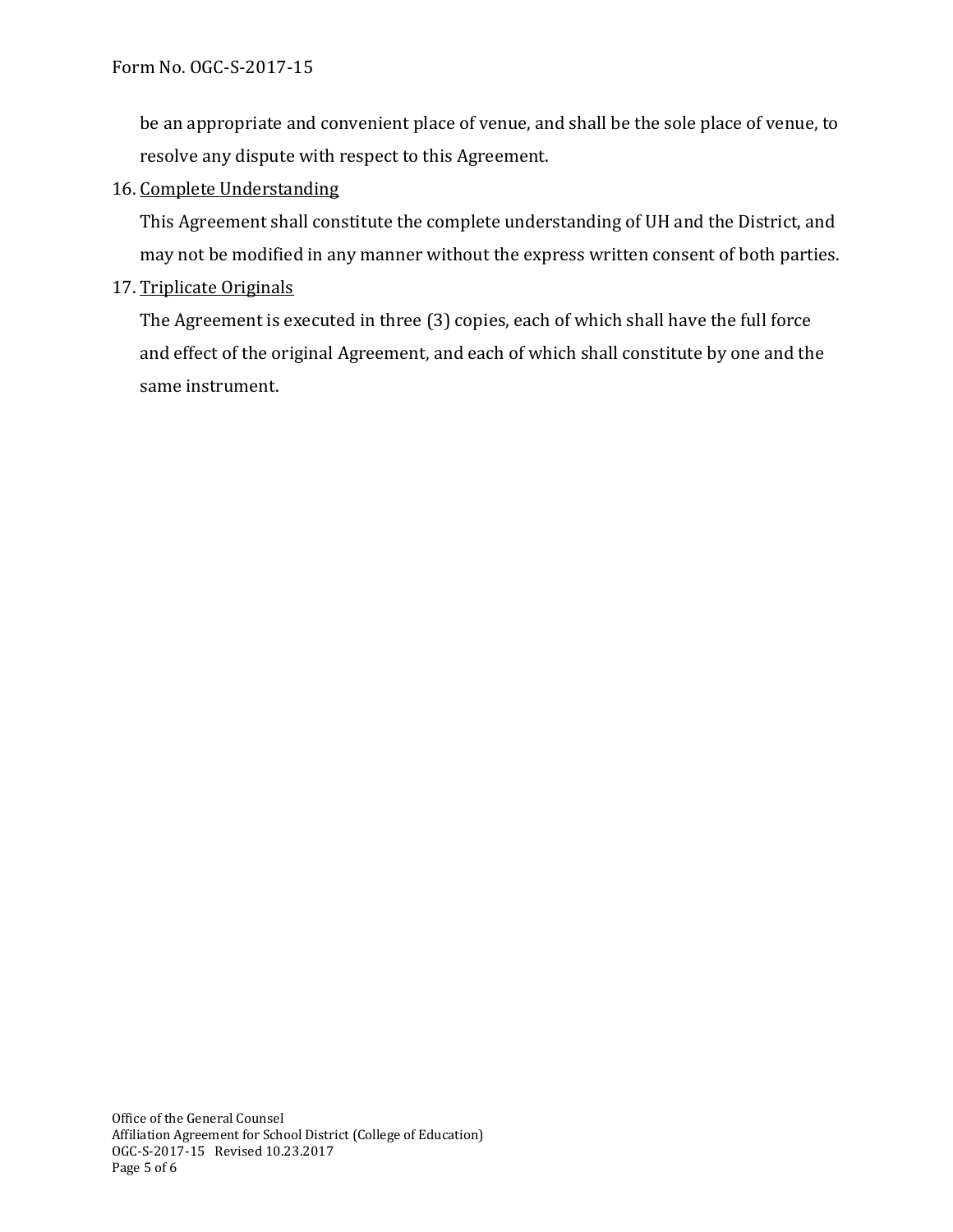be an appropriate and convenient place of venue, and shall be the sole place of venue, to resolve any dispute with respect to this Agreement.

16. Complete Understanding

    This Agreement shall constitute the complete understanding of UH and the District, and may not be modified in any manner without the express written consent of both parties.

17. Triplicate Originals

    The Agreement is executed in three (3) copies, each of which shall have the full force and effect of the original Agreement, and each of which shall constitute by one and the same instrument.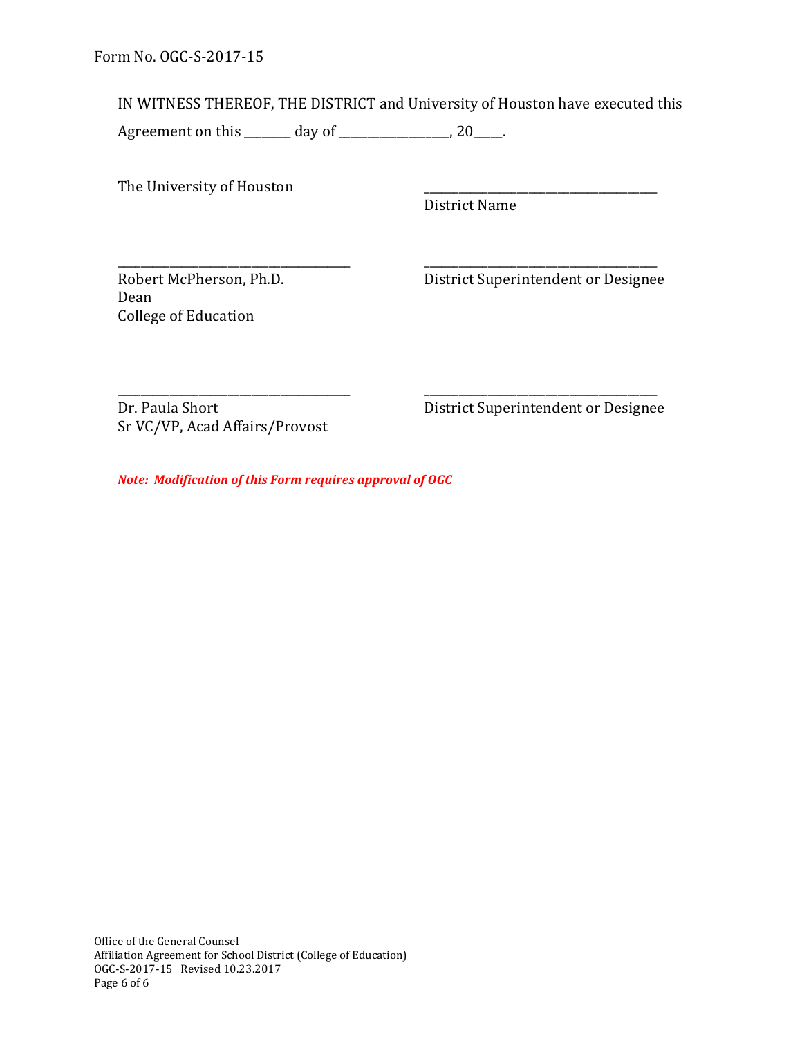IN WITNESS THEREOF, THE DISTRICT and University of Houston have executed this Agreement on this _______ day of _________________, 20____.

| | |
|---|---|
| The University of Houston | _____________________________________<br>District Name |
| _____________________________________<br>Robert McPherson, Ph.D.<br>Dean<br>College of Education | _____________________________________<br>District Superintendent or Designee |
| _____________________________________<br>Dr. Paula Short<br>Sr VC/VP, Acad Affairs/Provost | _____________________________________<br>District Superintendent or Designee |

***Note: Modification of this Form requires approval of OGC***